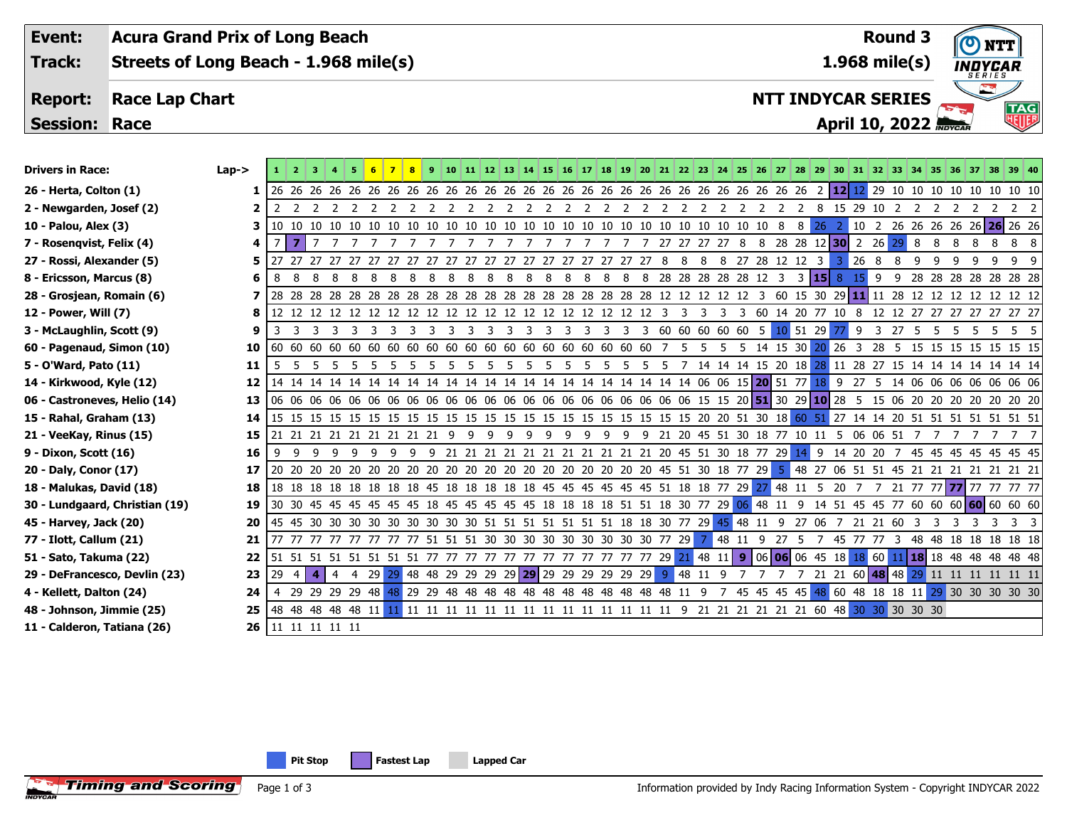# Acura Grand Prix of Long Beach

**Event:** Acura Grand Prix of Long Beach
**Track:** Streets of Long Beach - 1.968 mile(s)
**Round 3** — 1.968 mile(s)

**Report:** Race Lap Chart
**Session:** Race

**NTT INDYCAR SERIES** — April 10, 2022

| Drivers in Race: | Lap-> | 1 | 2 | 3 | 4 | 5 | 6 | 7 | 8 | 9 | 10 | 11 | 12 | 13 | 14 | 15 | 16 | 17 | 18 | 19 | 20 | 21 | 22 | 23 | 24 | 25 | 26 | 27 | 28 | 29 | 30 | 31 | 32 | 33 | 34 | 35 | 36 | 37 | 38 | 39 | 40 |
|---|---|---|---|---|---|---|---|---|---|---|---|---|---|---|---|---|---|---|---|---|---|---|---|---|---|---|---|---|---|---|---|---|---|---|---|---|---|---|---|---|---|
| 26 - Herta, Colton (1) | 1 | 26 | 26 | 26 | 26 | 26 | 26 | 26 | 26 | 26 | 26 | 26 | 26 | 26 | 26 | 26 | 26 | 26 | 26 | 26 | 26 | 26 | 26 | 26 | 26 | 26 | 26 | 26 | 26 | 2 | 12 | 12 | 29 | 10 | 10 | 10 | 10 | 10 | 10 | 10 | 10 |
| 2 - Newgarden, Josef (2) | 2 | 2 | 2 | 2 | 2 | 2 | 2 | 2 | 2 | 2 | 2 | 2 | 2 | 2 | 2 | 2 | 2 | 2 | 2 | 2 | 2 | 2 | 2 | 2 | 2 | 2 | 2 | 2 | 2 | 8 | 15 | 29 | 10 | 2 | 2 | 2 | 2 | 2 | 2 | 2 | 2 |
| 10 - Palou, Alex (3) | 3 | 10 | 10 | 10 | 10 | 10 | 10 | 10 | 10 | 10 | 10 | 10 | 10 | 10 | 10 | 10 | 10 | 10 | 10 | 10 | 10 | 10 | 10 | 10 | 10 | 10 | 10 | 8 | 8 | 26 | 2 | 10 | 2 | 26 | 26 | 26 | 26 | 26 | 26 | 26 | 26 |
| 7 - Rosenqvist, Felix (4) | 4 | 7 | 7 | 7 | 7 | 7 | 7 | 7 | 7 | 7 | 7 | 7 | 7 | 7 | 7 | 7 | 7 | 7 | 7 | 7 | 7 | 27 | 27 | 27 | 27 | 8 | 8 | 28 | 28 | 12 | 30 | 2 | 26 | 29 | 8 | 8 | 8 | 8 | 8 | 8 | 8 |
| 27 - Rossi, Alexander (5) | 5 | 27 | 27 | 27 | 27 | 27 | 27 | 27 | 27 | 27 | 27 | 27 | 27 | 27 | 27 | 27 | 27 | 27 | 27 | 27 | 27 | 8 | 8 | 8 | 8 | 27 | 28 | 12 | 12 | 3 | 3 | 26 | 8 | 8 | 9 | 9 | 9 | 9 | 9 | 9 | 9 |
| 8 - Ericsson, Marcus (8) | 6 | 8 | 8 | 8 | 8 | 8 | 8 | 8 | 8 | 8 | 8 | 8 | 8 | 8 | 8 | 8 | 8 | 8 | 8 | 8 | 8 | 28 | 28 | 28 | 28 | 28 | 12 | 3 | 3 | 15 | 8 | 15 | 9 | 9 | 28 | 28 | 28 | 28 | 28 | 28 | 28 |
| 28 - Grosjean, Romain (6) | 7 | 28 | 28 | 28 | 28 | 28 | 28 | 28 | 28 | 28 | 28 | 28 | 28 | 28 | 28 | 28 | 28 | 28 | 28 | 28 | 28 | 12 | 12 | 12 | 12 | 12 | 3 | 60 | 15 | 30 | 29 | 11 | 11 | 28 | 12 | 12 | 12 | 12 | 12 | 12 | 12 |
| 12 - Power, Will (7) | 8 | 12 | 12 | 12 | 12 | 12 | 12 | 12 | 12 | 12 | 12 | 12 | 12 | 12 | 12 | 12 | 12 | 12 | 12 | 12 | 12 | 3 | 3 | 3 | 3 | 3 | 60 | 14 | 20 | 77 | 10 | 8 | 12 | 12 | 27 | 27 | 27 | 27 | 27 | 27 | 27 |
| 3 - McLaughlin, Scott (9) | 9 | 3 | 3 | 3 | 3 | 3 | 3 | 3 | 3 | 3 | 3 | 3 | 3 | 3 | 3 | 3 | 3 | 3 | 3 | 3 | 3 | 60 | 60 | 60 | 60 | 60 | 5 | 10 | 51 | 29 | 77 | 9 | 3 | 27 | 5 | 5 | 5 | 5 | 5 | 5 | 5 |
| 60 - Pagenaud, Simon (10) | 10 | 60 | 60 | 60 | 60 | 60 | 60 | 60 | 60 | 60 | 60 | 60 | 60 | 60 | 60 | 60 | 60 | 60 | 60 | 60 | 60 | 7 | 5 | 5 | 5 | 5 | 14 | 15 | 30 | 20 | 26 | 3 | 28 | 5 | 15 | 15 | 15 | 15 | 15 | 15 | 15 |
| 5 - O'Ward, Pato (11) | 11 | 5 | 5 | 5 | 5 | 5 | 5 | 5 | 5 | 5 | 5 | 5 | 5 | 5 | 5 | 5 | 5 | 5 | 5 | 5 | 5 | 5 | 7 | 14 | 14 | 14 | 15 | 20 | 18 | 28 | 11 | 28 | 27 | 15 | 14 | 14 | 14 | 14 | 14 | 14 | 14 |
| 14 - Kirkwood, Kyle (12) | 12 | 14 | 14 | 14 | 14 | 14 | 14 | 14 | 14 | 14 | 14 | 14 | 14 | 14 | 14 | 14 | 14 | 14 | 14 | 14 | 14 | 14 | 14 | 06 | 06 | 15 | 20 | 51 | 77 | 18 | 9 | 27 | 5 | 14 | 06 | 06 | 06 | 06 | 06 | 06 | 06 |
| 06 - Castroneves, Helio (14) | 13 | 06 | 06 | 06 | 06 | 06 | 06 | 06 | 06 | 06 | 06 | 06 | 06 | 06 | 06 | 06 | 06 | 06 | 06 | 06 | 06 | 06 | 06 | 15 | 15 | 20 | 51 | 30 | 29 | 10 | 28 | 5 | 15 | 06 | 20 | 20 | 20 | 20 | 20 | 20 | 20 |
| 15 - Rahal, Graham (13) | 14 | 15 | 15 | 15 | 15 | 15 | 15 | 15 | 15 | 15 | 15 | 15 | 15 | 15 | 15 | 15 | 15 | 15 | 15 | 15 | 15 | 15 | 15 | 20 | 20 | 51 | 30 | 18 | 60 | 51 | 27 | 14 | 14 | 20 | 51 | 51 | 51 | 51 | 51 | 51 | 51 |
| 21 - VeeKay, Rinus (15) | 15 | 21 | 21 | 21 | 21 | 21 | 21 | 21 | 21 | 21 | 9 | 9 | 9 | 9 | 9 | 9 | 9 | 9 | 9 | 9 | 9 | 21 | 20 | 45 | 51 | 30 | 18 | 77 | 10 | 11 | 5 | 06 | 06 | 51 | 7 | 7 | 7 | 7 | 7 | 7 | 7 |
| 9 - Dixon, Scott (16) | 16 | 9 | 9 | 9 | 9 | 9 | 9 | 9 | 9 | 9 | 21 | 21 | 21 | 21 | 21 | 21 | 21 | 21 | 21 | 21 | 21 | 20 | 45 | 51 | 30 | 18 | 77 | 29 | 14 | 9 | 14 | 20 | 20 | 7 | 45 | 45 | 45 | 45 | 45 | 45 | 45 |
| 20 - Daly, Conor (17) | 17 | 20 | 20 | 20 | 20 | 20 | 20 | 20 | 20 | 20 | 20 | 20 | 20 | 20 | 20 | 20 | 20 | 20 | 20 | 20 | 20 | 45 | 51 | 30 | 18 | 77 | 29 | 5 | 48 | 27 | 06 | 51 | 51 | 45 | 21 | 21 | 21 | 21 | 21 | 21 | 21 |
| 18 - Malukas, David (18) | 18 | 18 | 18 | 18 | 18 | 18 | 18 | 18 | 18 | 18 | 45 | 18 | 18 | 18 | 18 | 18 | 45 | 45 | 45 | 45 | 45 | 51 | 18 | 18 | 77 | 29 | 27 | 48 | 11 | 5 | 20 | 7 | 7 | 21 | 77 | 77 | 77 | 77 | 77 | 77 | 77 |
| 30 - Lundgaard, Christian (19) | 19 | 30 | 30 | 45 | 45 | 45 | 45 | 45 | 45 | 45 | 18 | 45 | 45 | 45 | 45 | 45 | 18 | 18 | 18 | 51 | 51 | 18 | 30 | 77 | 29 | 06 | 48 | 11 | 9 | 14 | 51 | 45 | 45 | 77 | 60 | 60 | 60 | 60 | 60 | 60 | 60 |
| 45 - Harvey, Jack (20) | 20 | 45 | 45 | 30 | 30 | 30 | 30 | 30 | 30 | 30 | 30 | 30 | 30 | 51 | 51 | 51 | 51 | 51 | 51 | 18 | 18 | 30 | 77 | 29 | 45 | 48 | 11 | 9 | 27 | 06 | 7 | 21 | 21 | 60 | 3 | 3 | 3 | 3 | 3 | 3 | 3 |
| 77 - Ilott, Callum (21) | 21 | 77 | 77 | 77 | 77 | 77 | 77 | 77 | 77 | 77 | 51 | 51 | 51 | 30 | 30 | 30 | 30 | 30 | 30 | 30 | 30 | 77 | 29 | 7 | 48 | 11 | 9 | 27 | 5 | 7 | 45 | 77 | 77 | 3 | 48 | 48 | 18 | 18 | 18 | 18 | 18 |
| 51 - Sato, Takuma (22) | 22 | 51 | 51 | 51 | 51 | 51 | 51 | 51 | 51 | 51 | 77 | 77 | 77 | 77 | 77 | 77 | 77 | 77 | 77 | 77 | 77 | 29 | 21 | 48 | 11 | 9 | 06 | 06 | 06 | 45 | 18 | 18 | 60 | 11 | 18 | 18 | 48 | 48 | 48 | 48 | 48 |
| 29 - DeFrancesco, Devlin (23) | 23 | 29 | 4 | 4 | 4 | 4 | 29 | 29 | 48 | 48 | 29 | 29 | 29 | 29 | 29 | 29 | 29 | 29 | 29 | 29 | 29 | 9 | 48 | 11 | 9 | 7 | 7 | 7 | 7 | 21 | 21 | 60 | 48 | 48 | 29 | 11 | 11 | 11 | 11 | 11 | 11 |
| 4 - Kellett, Dalton (24) | 24 | 4 | 29 | 29 | 29 | 29 | 48 | 48 | 29 | 29 | 48 | 48 | 48 | 48 | 48 | 48 | 48 | 48 | 48 | 48 | 48 | 48 | 11 | 9 | 7 | 45 | 45 | 45 | 45 | 48 | 60 | 48 | 18 | 18 | 11 | 29 | 30 | 30 | 30 | 30 | 30 |
| 48 - Johnson, Jimmie (25) | 25 | 48 | 48 | 48 | 48 | 48 | 11 | 11 | 11 | 11 | 11 | 11 | 11 | 11 | 11 | 11 | 11 | 11 | 11 | 11 | 11 | 11 | 9 | 21 | 21 | 21 | 21 | 21 | 21 | 60 | 48 | 30 | 30 | 30 | 30 | 30 | | | | | |
| 11 - Calderon, Tatiana (26) | 26 | 11 | 11 | 11 | 11 | 11 | | | | | | | | | | | | | | | | | | | | | | | | | | | | | | | | | | | |

Pit Stop | Fastest Lap | Lapped Car

Timing and Scoring

Information provided by Indy Racing Information System - Copyright INDYCAR 2022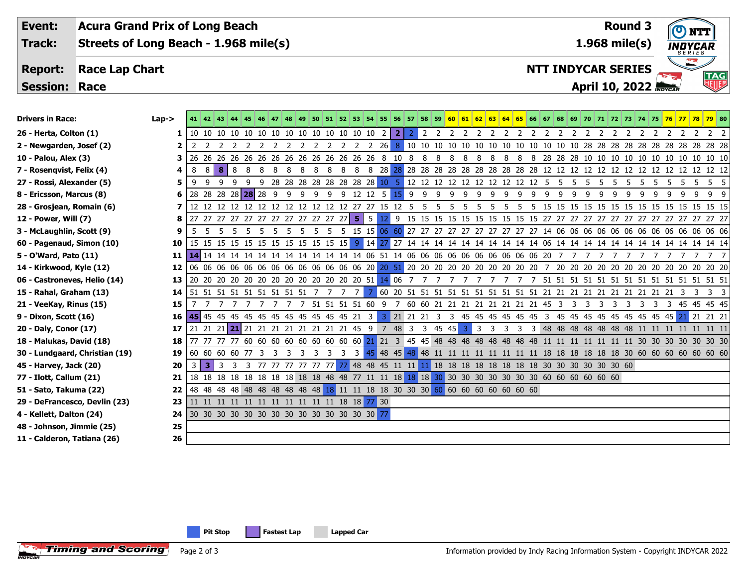| **Event:** | **Acura Grand Prix of Long Beach** | **Round 3** |
|---|---|---|
| **Track:** | **Streets of Long Beach - 1.968 mile(s)** | **1.968 mile(s)** |
| **Report:** | **Race Lap Chart** | **NTT INDYCAR SERIES** |
| **Session:** | **Race** | **April 10, 2022** |

| Drivers in Race: | Lap-> | 41 | 42 | 43 | 44 | 45 | 46 | 47 | 48 | 49 | 50 | 51 | 52 | 53 | 54 | 55 | 56 | 57 | 58 | 59 | 60 | 61 | 62 | 63 | 64 | 65 | 66 | 67 | 68 | 69 | 70 | 71 | 72 | 73 | 74 | 75 | 76 | 77 | 78 | 79 | 80 |
|---|---|---|---|---|---|---|---|---|---|---|---|---|---|---|---|---|---|---|---|---|---|---|---|---|---|---|---|---|---|---|---|---|---|---|---|---|---|---|---|---|---|
| 26 - Herta, Colton (1) | 1 | 10 | 10 | 10 | 10 | 10 | 10 | 10 | 10 | 10 | 10 | 10 | 10 | 10 | 10 | 2 | 2 | 2 | 2 | 2 | 2 | 2 | 2 | 2 | 2 | 2 | 2 | 2 | 2 | 2 | 2 | 2 | 2 | 2 | 2 | 2 | 2 | 2 | 2 | 2 | 2 |
| 2 - Newgarden, Josef (2) | 2 | 2 | 2 | 2 | 2 | 2 | 2 | 2 | 2 | 2 | 2 | 2 | 2 | 2 | 2 | 26 | 8 | 10 | 10 | 10 | 10 | 10 | 10 | 10 | 10 | 10 | 10 | 10 | 10 | 10 | 28 | 28 | 28 | 28 | 28 | 28 | 28 | 28 | 28 | 28 | 28 |
| 10 - Palou, Alex (3) | 3 | 26 | 26 | 26 | 26 | 26 | 26 | 26 | 26 | 26 | 26 | 26 | 26 | 26 | 26 | 8 | 10 | 8 | 8 | 8 | 8 | 8 | 8 | 8 | 8 | 8 | 8 | 28 | 28 | 28 | 10 | 10 | 10 | 10 | 10 | 10 | 10 | 10 | 10 | 10 | 10 |
| 7 - Rosenqvist, Felix (4) | 4 | 8 | 8 | 8 | 8 | 8 | 8 | 8 | 8 | 8 | 8 | 8 | 8 | 8 | 8 | 28 | 28 | 28 | 28 | 28 | 28 | 28 | 28 | 28 | 28 | 28 | 28 | 12 | 12 | 12 | 12 | 12 | 12 | 12 | 12 | 12 | 12 | 12 | 12 | 12 | 12 |
| 27 - Rossi, Alexander (5) | 5 | 9 | 9 | 9 | 9 | 9 | 9 | 28 | 28 | 28 | 28 | 28 | 28 | 28 | 28 | 10 | 5 | 12 | 12 | 12 | 12 | 12 | 12 | 12 | 12 | 12 | 12 | 5 | 5 | 5 | 5 | 5 | 5 | 5 | 5 | 5 | 5 | 5 | 5 | 5 | 5 |
| 8 - Ericsson, Marcus (8) | 6 | 28 | 28 | 28 | 28 | 28 | 28 | 9 | 9 | 9 | 9 | 9 | 9 | 12 | 12 | 5 | 15 | 9 | 9 | 9 | 9 | 9 | 9 | 9 | 9 | 9 | 9 | 9 | 9 | 9 | 9 | 9 | 9 | 9 | 9 | 9 | 9 | 9 | 9 | 9 | 9 |
| 28 - Grosjean, Romain (6) | 7 | 12 | 12 | 12 | 12 | 12 | 12 | 12 | 12 | 12 | 12 | 12 | 12 | 27 | 27 | 15 | 12 | 5 | 5 | 5 | 5 | 5 | 5 | 5 | 5 | 5 | 5 | 15 | 15 | 15 | 15 | 15 | 15 | 15 | 15 | 15 | 15 | 15 | 15 | 15 | 15 |
| 12 - Power, Will (7) | 8 | 27 | 27 | 27 | 27 | 27 | 27 | 27 | 27 | 27 | 27 | 27 | 27 | 5 | 5 | 12 | 9 | 15 | 15 | 15 | 15 | 15 | 15 | 15 | 15 | 15 | 15 | 27 | 27 | 27 | 27 | 27 | 27 | 27 | 27 | 27 | 27 | 27 | 27 | 27 | 27 |
| 3 - McLaughlin, Scott (9) | 9 | 5 | 5 | 5 | 5 | 5 | 5 | 5 | 5 | 5 | 5 | 5 | 5 | 15 | 15 | 06 | 60 | 27 | 27 | 27 | 27 | 27 | 27 | 27 | 27 | 27 | 27 | 14 | 06 | 06 | 06 | 06 | 06 | 06 | 06 | 06 | 06 | 06 | 06 | 06 | 06 |
| 60 - Pagenaud, Simon (10) | 10 | 15 | 15 | 15 | 15 | 15 | 15 | 15 | 15 | 15 | 15 | 15 | 15 | 9 | 14 | 27 | 27 | 14 | 14 | 14 | 14 | 14 | 14 | 14 | 14 | 14 | 14 | 06 | 14 | 14 | 14 | 14 | 14 | 14 | 14 | 14 | 14 | 14 | 14 | 14 | 14 |
| 5 - O'Ward, Pato (11) | 11 | 14 | 14 | 14 | 14 | 14 | 14 | 14 | 14 | 14 | 14 | 14 | 14 | 14 | 06 | 51 | 14 | 06 | 06 | 06 | 06 | 06 | 06 | 06 | 06 | 06 | 06 | 20 | 7 | 7 | 7 | 7 | 7 | 7 | 7 | 7 | 7 | 7 | 7 | 7 | 7 |
| 14 - Kirkwood, Kyle (12) | 12 | 06 | 06 | 06 | 06 | 06 | 06 | 06 | 06 | 06 | 06 | 06 | 06 | 06 | 20 | 20 | 51 | 20 | 20 | 20 | 20 | 20 | 20 | 20 | 20 | 20 | 20 | 7 | 20 | 20 | 20 | 20 | 20 | 20 | 20 | 20 | 20 | 20 | 20 | 20 | 20 |
| 06 - Castroneves, Helio (14) | 13 | 20 | 20 | 20 | 20 | 20 | 20 | 20 | 20 | 20 | 20 | 20 | 20 | 20 | 51 | 14 | 06 | 7 | 7 | 7 | 7 | 7 | 7 | 7 | 7 | 7 | 7 | 51 | 51 | 51 | 51 | 51 | 51 | 51 | 51 | 51 | 51 | 51 | 51 | 51 | 51 |
| 15 - Rahal, Graham (13) | 14 | 51 | 51 | 51 | 51 | 51 | 51 | 51 | 51 | 51 | 7 | 7 | 7 | 7 | 7 | 60 | 20 | 51 | 51 | 51 | 51 | 51 | 51 | 51 | 51 | 51 | 51 | 21 | 21 | 21 | 21 | 21 | 21 | 21 | 21 | 21 | 21 | 3 | 3 | 3 | 3 |
| 21 - VeeKay, Rinus (15) | 15 | 7 | 7 | 7 | 7 | 7 | 7 | 7 | 7 | 7 | 51 | 51 | 51 | 51 | 60 | 9 | 7 | 60 | 60 | 21 | 21 | 21 | 21 | 21 | 21 | 21 | 21 | 45 | 3 | 3 | 3 | 3 | 3 | 3 | 3 | 3 | 3 | 45 | 45 | 45 | 45 |
| 9 - Dixon, Scott (16) | 16 | 45 | 45 | 45 | 45 | 45 | 45 | 45 | 45 | 45 | 45 | 45 | 45 | 21 | 3 | 3 | 21 | 21 | 21 | 3 | 3 | 45 | 45 | 45 | 45 | 45 | 45 | 3 | 45 | 45 | 45 | 45 | 45 | 45 | 45 | 45 | 45 | 21 | 21 | 21 | 21 |
| 20 - Daly, Conor (17) | 17 | 21 | 21 | 21 | 21 | 21 | 21 | 21 | 21 | 21 | 21 | 21 | 21 | 45 | 9 | 7 | 48 | 3 | 3 | 45 | 45 | 3 | 3 | 3 | 3 | 3 | 3 | 48 | 48 | 48 | 48 | 48 | 48 | 48 | 11 | 11 | 11 | 11 | 11 | 11 | 11 |
| 18 - Malukas, David (18) | 18 | 77 | 77 | 77 | 77 | 60 | 60 | 60 | 60 | 60 | 60 | 60 | 60 | 60 | 21 | 21 | 3 | 45 | 45 | 48 | 48 | 48 | 48 | 48 | 48 | 48 | 48 | 11 | 11 | 11 | 11 | 11 | 11 | 11 | 30 | 30 | 30 | 30 | 30 | 30 | 30 |
| 30 - Lundgaard, Christian (19) | 19 | 60 | 60 | 60 | 60 | 77 | 3 | 3 | 3 | 3 | 3 | 3 | 3 | 3 | 45 | 48 | 45 | 48 | 48 | 11 | 11 | 11 | 11 | 11 | 11 | 11 | 11 | 18 | 18 | 18 | 18 | 18 | 18 | 30 | 60 | 60 | 60 | 60 | 60 | 60 | 60 |
| 45 - Harvey, Jack (20) | 20 | 3 | 3 | 3 | 3 | 3 | 77 | 77 | 77 | 77 | 77 | 77 | 77 | 77 | 48 | 48 | 45 | 11 | 11 | 11 | 18 | 18 | 18 | 18 | 18 | 18 | 18 | 18 | 30 | 30 | 30 | 30 | 30 | 30 | 60 | | | | | | |
| 77 - Ilott, Callum (21) | 21 | 18 | 18 | 18 | 18 | 18 | 18 | 18 | 18 | 18 | 18 | 48 | 48 | 77 | 11 | 11 | 18 | 18 | 18 | 30 | 30 | 30 | 30 | 30 | 30 | 30 | 30 | 60 | 60 | 60 | 60 | 60 | 60 | | | | | | | | |
| 51 - Sato, Takuma (22) | 22 | 48 | 48 | 48 | 48 | 48 | 48 | 48 | 48 | 48 | 48 | 18 | 11 | 11 | 18 | 18 | 30 | 30 | 30 | 60 | 60 | 60 | 60 | 60 | 60 | 60 | 60 | | | | | | | | | | | | | | |
| 29 - DeFrancesco, Devlin (23) | 23 | 11 | 11 | 11 | 11 | 11 | 11 | 11 | 11 | 11 | 11 | 11 | 18 | 18 | 77 | 30 | | | | | | | | | | | | | | | | | | | | | | | | | |
| 4 - Kellett, Dalton (24) | 24 | 30 | 30 | 30 | 30 | 30 | 30 | 30 | 30 | 30 | 30 | 30 | 30 | 30 | 30 | 77 | | | | | | | | | | | | | | | | | | | | | | | | | |
| 48 - Johnson, Jimmie (25) | 25 | | | | | | | | | | | | | | | | | | | | | | | | | | | | | | | | | | | | | | | | |
| 11 - Calderon, Tatiana (26) | 26 | | | | | | | | | | | | | | | | | | | | | | | | | | | | | | | | | | | | | | | | |

Pit Stop | Fastest Lap | Lapped Car

Information provided by Indy Racing Information System - Copyright INDYCAR 2022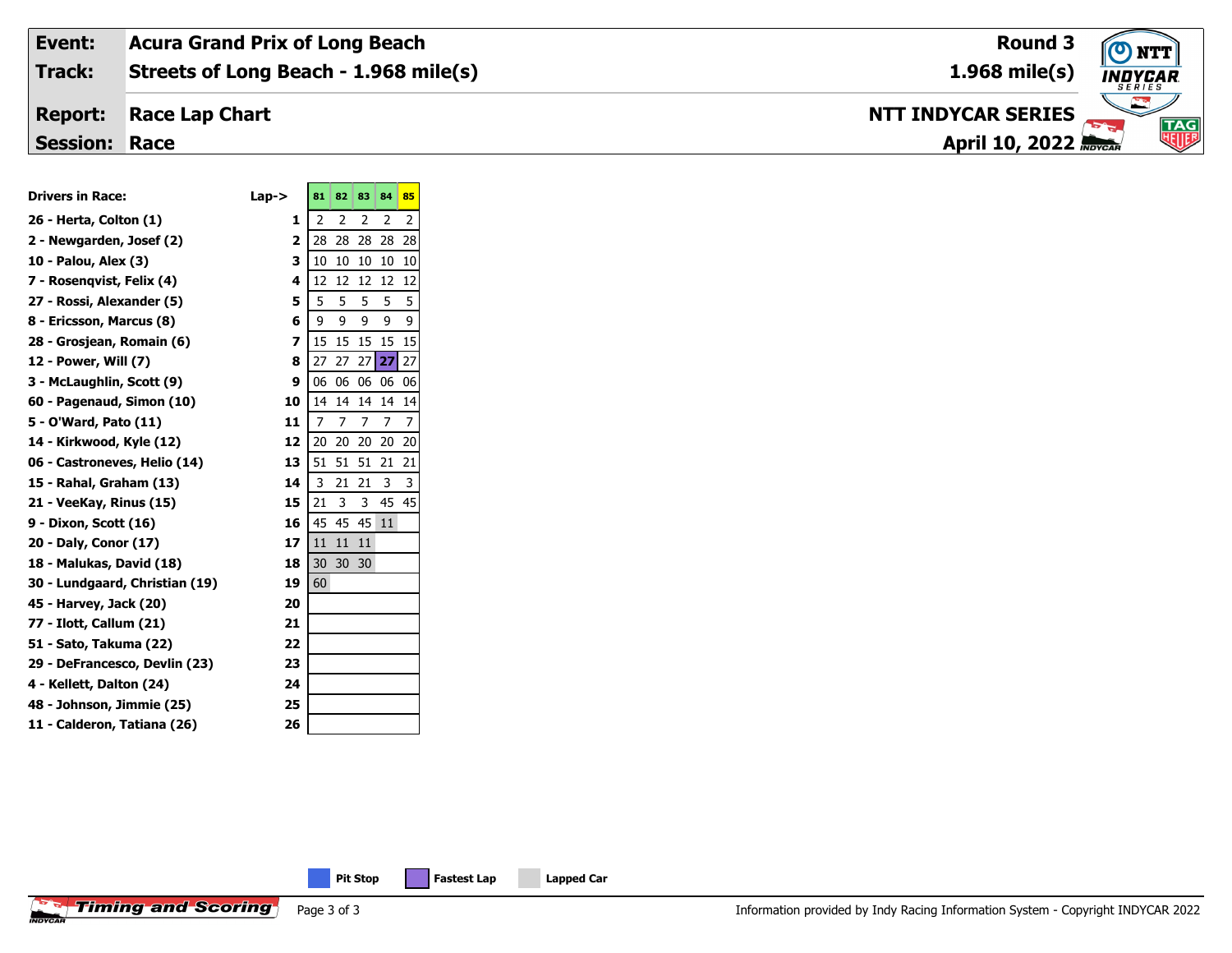| Event: | Acura Grand Prix of Long Beach | Round 3 |
|---|---|---|
| Track: | Streets of Long Beach - 1.968 mile(s) | 1.968 mile(s) |
| Report: | Race Lap Chart | NTT INDYCAR SERIES |
| Session: | Race | April 10, 2022 |

| Drivers in Race: | Lap-> | 81 | 82 | 83 | 84 | 85 |
|---|---|---|---|---|---|---|
| 26 - Herta, Colton (1) | 1 | 2 | 2 | 2 | 2 | 2 |
| 2 - Newgarden, Josef (2) | 2 | 28 | 28 | 28 | 28 | 28 |
| 10 - Palou, Alex (3) | 3 | 10 | 10 | 10 | 10 | 10 |
| 7 - Rosenqvist, Felix (4) | 4 | 12 | 12 | 12 | 12 | 12 |
| 27 - Rossi, Alexander (5) | 5 | 5 | 5 | 5 | 5 | 5 |
| 8 - Ericsson, Marcus (8) | 6 | 9 | 9 | 9 | 9 | 9 |
| 28 - Grosjean, Romain (6) | 7 | 15 | 15 | 15 | 15 | 15 |
| 12 - Power, Will (7) | 8 | 27 | 27 | 27 | **27** | 27 |
| 3 - McLaughlin, Scott (9) | 9 | 06 | 06 | 06 | 06 | 06 |
| 60 - Pagenaud, Simon (10) | 10 | 14 | 14 | 14 | 14 | 14 |
| 5 - O'Ward, Pato (11) | 11 | 7 | 7 | 7 | 7 | 7 |
| 14 - Kirkwood, Kyle (12) | 12 | 20 | 20 | 20 | 20 | 20 |
| 06 - Castroneves, Helio (14) | 13 | 51 | 51 | 51 | 21 | 21 |
| 15 - Rahal, Graham (13) | 14 | 3 | 21 | 21 | 3 | 3 |
| 21 - VeeKay, Rinus (15) | 15 | 21 | 3 | 3 | 45 | 45 |
| 9 - Dixon, Scott (16) | 16 | 45 | 45 | 45 | 11 | |
| 20 - Daly, Conor (17) | 17 | 11 | 11 | 11 | | |
| 18 - Malukas, David (18) | 18 | 30 | 30 | 30 | | |
| 30 - Lundgaard, Christian (19) | 19 | 60 | | | | |
| 45 - Harvey, Jack (20) | 20 | | | | | |
| 77 - Ilott, Callum (21) | 21 | | | | | |
| 51 - Sato, Takuma (22) | 22 | | | | | |
| 29 - DeFrancesco, Devlin (23) | 23 | | | | | |
| 4 - Kellett, Dalton (24) | 24 | | | | | |
| 48 - Johnson, Jimmie (25) | 25 | | | | | |
| 11 - Calderon, Tatiana (26) | 26 | | | | | |

Pit Stop | Fastest Lap | Lapped Car

Timing and Scoring

Information provided by Indy Racing Information System - Copyright INDYCAR 2022